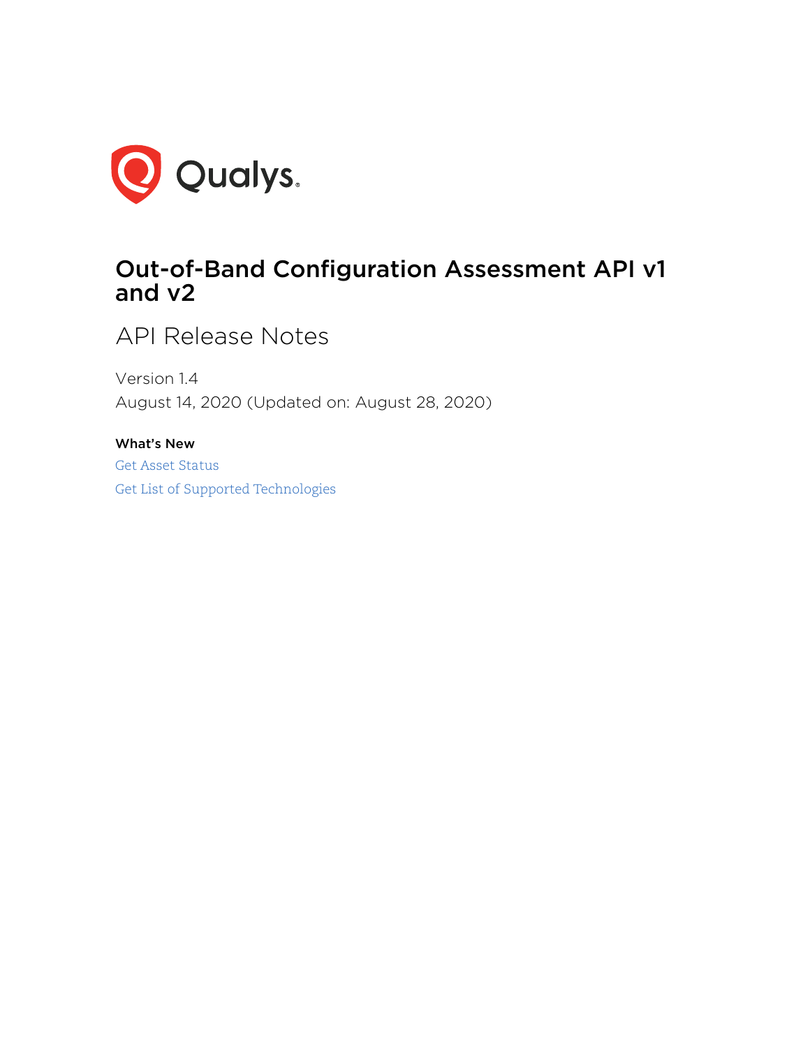Qualys.

# Out-of-Band Configuration Assessment API v1 and v2

## API Release Notes

Version 1.4

August 14, 2020 (Updated on: August 28, 2020)

**What's New**

Get Asset Status

Get List of Supported Technologies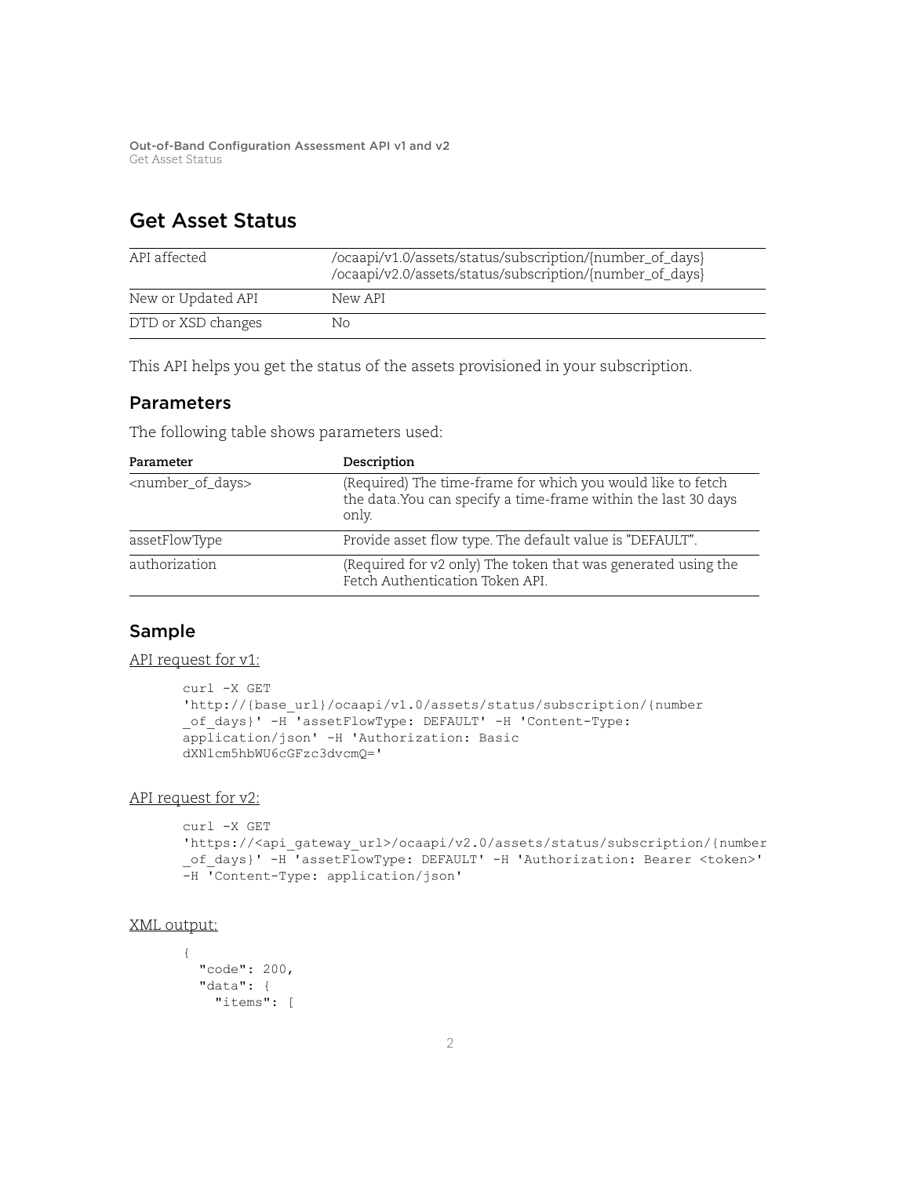# Get Asset Status

| API affected | /ocaapi/v1.0/assets/status/subscription/{number_of_days} /ocaapi/v2.0/assets/status/subscription/{number_of_days} |
|---|---|
| New or Updated API | New API |
| DTD or XSD changes | No |

This API helps you get the status of the assets provisioned in your subscription.

## Parameters

The following table shows parameters used:

| Parameter | Description |
|---|---|
| <number_of_days> | (Required) The time-frame for which you would like to fetch the data.You can specify a time-frame within the last 30 days only. |
| assetFlowType | Provide asset flow type. The default value is "DEFAULT". |
| authorization | (Required for v2 only) The token that was generated using the Fetch Authentication Token API. |

## Sample

API request for v1:

```
curl -X GET
'http://{base_url}/ocaapi/v1.0/assets/status/subscription/{number
_of_days}' -H 'assetFlowType: DEFAULT' -H 'Content-Type:
application/json' -H 'Authorization: Basic
dXNlcm5hbWU6cGFzc3dvcmQ='
```

API request for v2:

```
curl -X GET
'https://<api_gateway_url>/ocaapi/v2.0/assets/status/subscription/{number
_of_days}' -H 'assetFlowType: DEFAULT' -H 'Authorization: Bearer <token>'
-H 'Content-Type: application/json'
```

XML output:

```
{
  "code": 200,
  "data": {
    "items": [
```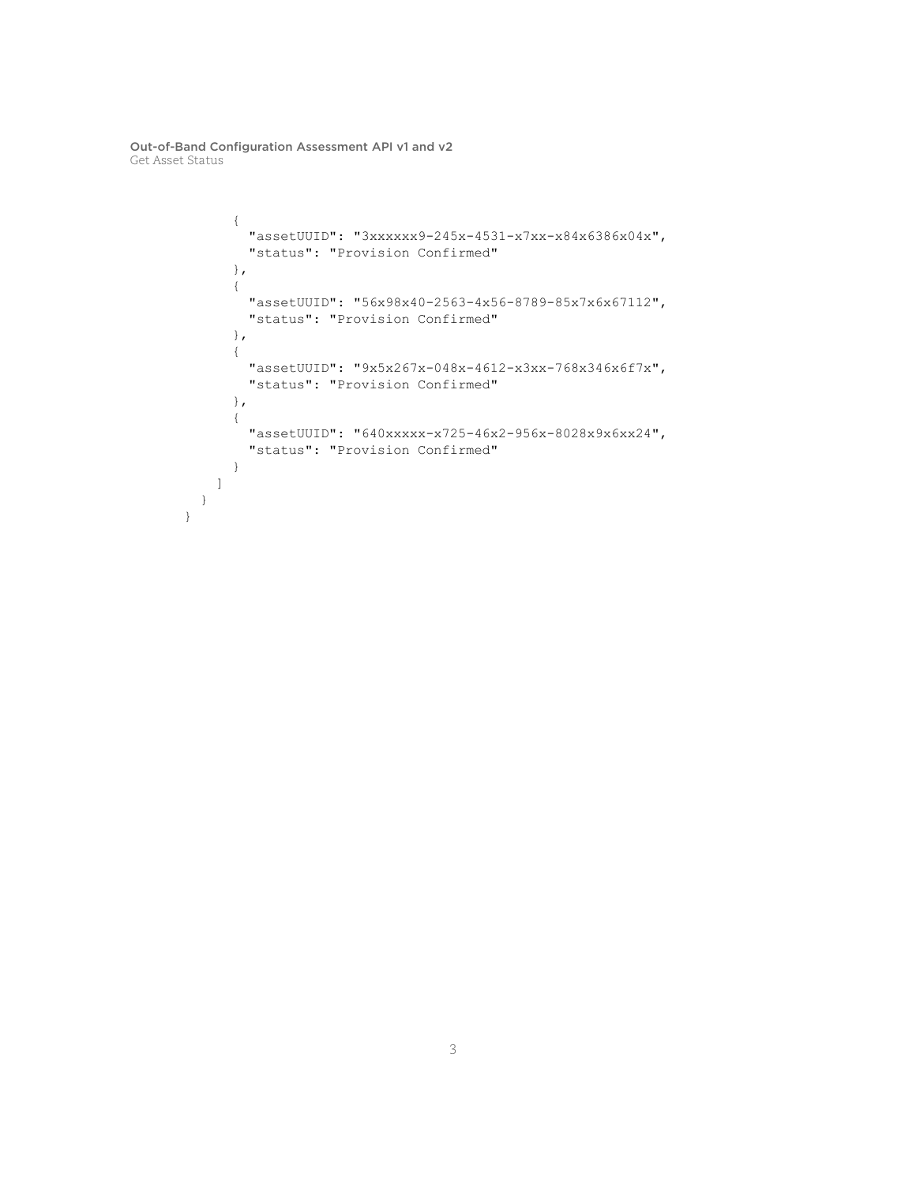```
        {
          "assetUUID": "3xxxxxx9-245x-4531-x7xx-x84x6386x04x",
          "status": "Provision Confirmed"
        },
        {
          "assetUUID": "56x98x40-2563-4x56-8789-85x7x6x67112",
          "status": "Provision Confirmed"
        },
        {
          "assetUUID": "9x5x267x-048x-4612-x3xx-768x346x6f7x",
          "status": "Provision Confirmed"
        },
        {
          "assetUUID": "640xxxxx-x725-46x2-956x-8028x9x6xx24",
          "status": "Provision Confirmed"
        }
      ]
    }
  }
```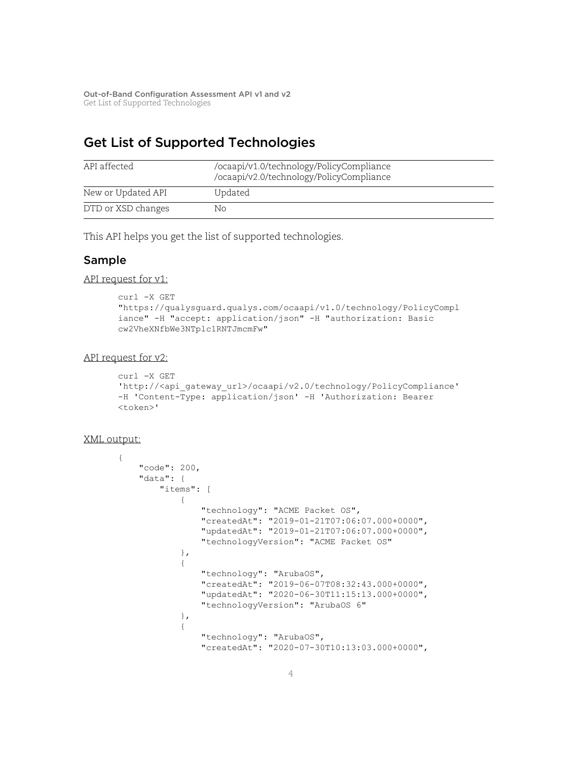# Get List of Supported Technologies

| API affected | /ocaapi/v1.0/technology/PolicyCompliance<br>/ocaapi/v2.0/technology/PolicyCompliance |
| --- | --- |
| New or Updated API | Updated |
| DTD or XSD changes | No |

This API helps you get the list of supported technologies.

## Sample

API request for v1:

```
curl -X GET
"https://qualysguard.qualys.com/ocaapi/v1.0/technology/PolicyCompl
iance" -H "accept: application/json" -H "authorization: Basic
cw2VheXNfbWe3NTplc1RNTJmcmFw"
```

API request for v2:

```
curl -X GET
'http://<api_gateway_url>/ocaapi/v2.0/technology/PolicyCompliance'
-H 'Content-Type: application/json' -H 'Authorization: Bearer
<token>'
```

XML output:

```
{
    "code": 200,
    "data": {
        "items": [
            {
                "technology": "ACME Packet OS",
                "createdAt": "2019-01-21T07:06:07.000+0000",
                "updatedAt": "2019-01-21T07:06:07.000+0000",
                "technologyVersion": "ACME Packet OS"
            },
            {
                "technology": "ArubaOS",
                "createdAt": "2019-06-07T08:32:43.000+0000",
                "updatedAt": "2020-06-30T11:15:13.000+0000",
                "technologyVersion": "ArubaOS 6"
            },
            {
                "technology": "ArubaOS",
                "createdAt": "2020-07-30T10:13:03.000+0000",
```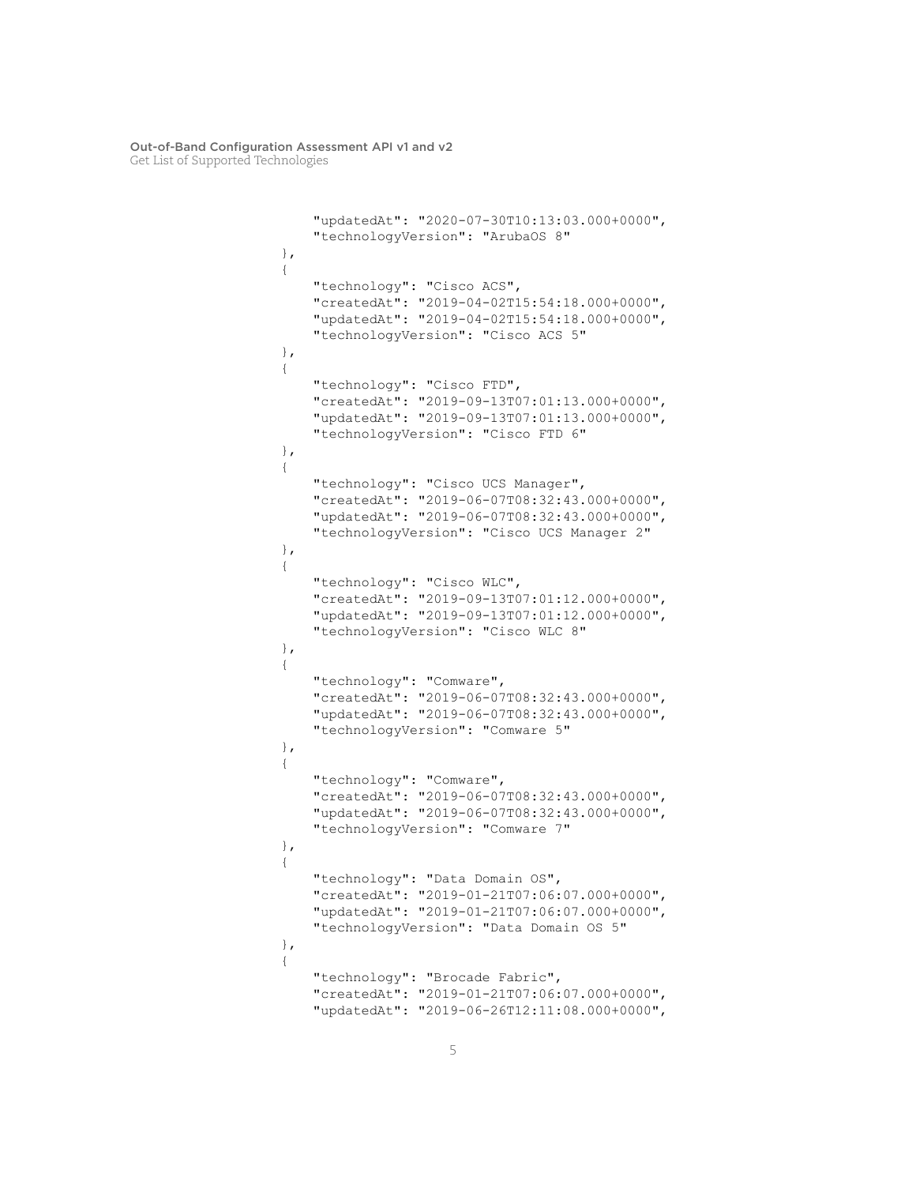```
        "updatedAt": "2020-07-30T10:13:03.000+0000",
        "technologyVersion": "ArubaOS 8"
    },
    {
        "technology": "Cisco ACS",
        "createdAt": "2019-04-02T15:54:18.000+0000",
        "updatedAt": "2019-04-02T15:54:18.000+0000",
        "technologyVersion": "Cisco ACS 5"
    },
    {
        "technology": "Cisco FTD",
        "createdAt": "2019-09-13T07:01:13.000+0000",
        "updatedAt": "2019-09-13T07:01:13.000+0000",
        "technologyVersion": "Cisco FTD 6"
    },
    {
        "technology": "Cisco UCS Manager",
        "createdAt": "2019-06-07T08:32:43.000+0000",
        "updatedAt": "2019-06-07T08:32:43.000+0000",
        "technologyVersion": "Cisco UCS Manager 2"
    },
    {
        "technology": "Cisco WLC",
        "createdAt": "2019-09-13T07:01:12.000+0000",
        "updatedAt": "2019-09-13T07:01:12.000+0000",
        "technologyVersion": "Cisco WLC 8"
    },
    {
        "technology": "Comware",
        "createdAt": "2019-06-07T08:32:43.000+0000",
        "updatedAt": "2019-06-07T08:32:43.000+0000",
        "technologyVersion": "Comware 5"
    },
    {
        "technology": "Comware",
        "createdAt": "2019-06-07T08:32:43.000+0000",
        "updatedAt": "2019-06-07T08:32:43.000+0000",
        "technologyVersion": "Comware 7"
    },
    {
        "technology": "Data Domain OS",
        "createdAt": "2019-01-21T07:06:07.000+0000",
        "updatedAt": "2019-01-21T07:06:07.000+0000",
        "technologyVersion": "Data Domain OS 5"
    },
    {
        "technology": "Brocade Fabric",
        "createdAt": "2019-01-21T07:06:07.000+0000",
        "updatedAt": "2019-06-26T12:11:08.000+0000",
```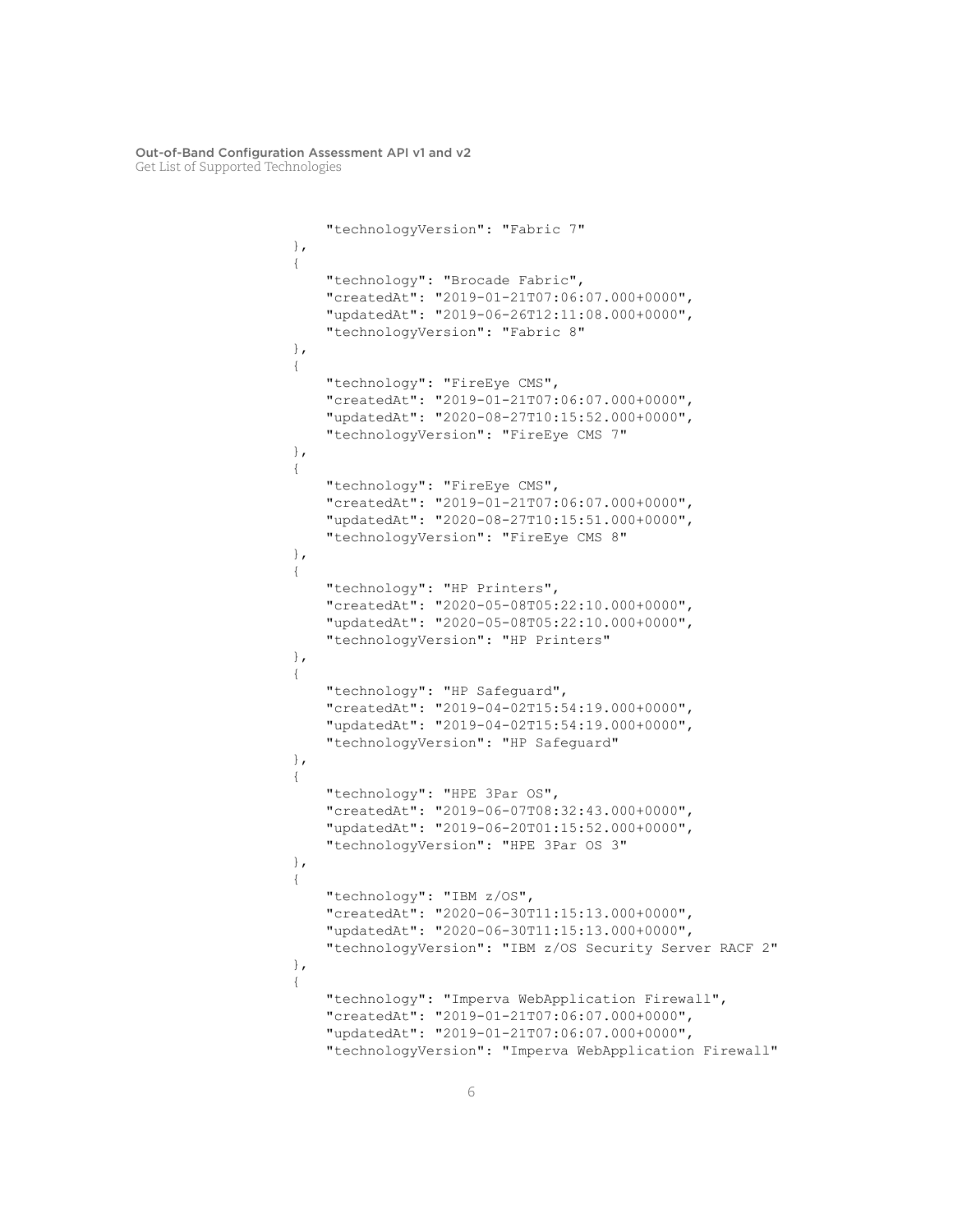```
        "technologyVersion": "Fabric 7"
    },
    {
        "technology": "Brocade Fabric",
        "createdAt": "2019-01-21T07:06:07.000+0000",
        "updatedAt": "2019-06-26T12:11:08.000+0000",
        "technologyVersion": "Fabric 8"
    },
    {
        "technology": "FireEye CMS",
        "createdAt": "2019-01-21T07:06:07.000+0000",
        "updatedAt": "2020-08-27T10:15:52.000+0000",
        "technologyVersion": "FireEye CMS 7"
    },
    {
        "technology": "FireEye CMS",
        "createdAt": "2019-01-21T07:06:07.000+0000",
        "updatedAt": "2020-08-27T10:15:51.000+0000",
        "technologyVersion": "FireEye CMS 8"
    },
    {
        "technology": "HP Printers",
        "createdAt": "2020-05-08T05:22:10.000+0000",
        "updatedAt": "2020-05-08T05:22:10.000+0000",
        "technologyVersion": "HP Printers"
    },
    {
        "technology": "HP Safeguard",
        "createdAt": "2019-04-02T15:54:19.000+0000",
        "updatedAt": "2019-04-02T15:54:19.000+0000",
        "technologyVersion": "HP Safeguard"
    },
    {
        "technology": "HPE 3Par OS",
        "createdAt": "2019-06-07T08:32:43.000+0000",
        "updatedAt": "2019-06-20T01:15:52.000+0000",
        "technologyVersion": "HPE 3Par OS 3"
    },
    {
        "technology": "IBM z/OS",
        "createdAt": "2020-06-30T11:15:13.000+0000",
        "updatedAt": "2020-06-30T11:15:13.000+0000",
        "technologyVersion": "IBM z/OS Security Server RACF 2"
    },
    {
        "technology": "Imperva WebApplication Firewall",
        "createdAt": "2019-01-21T07:06:07.000+0000",
        "updatedAt": "2019-01-21T07:06:07.000+0000",
        "technologyVersion": "Imperva WebApplication Firewall"
```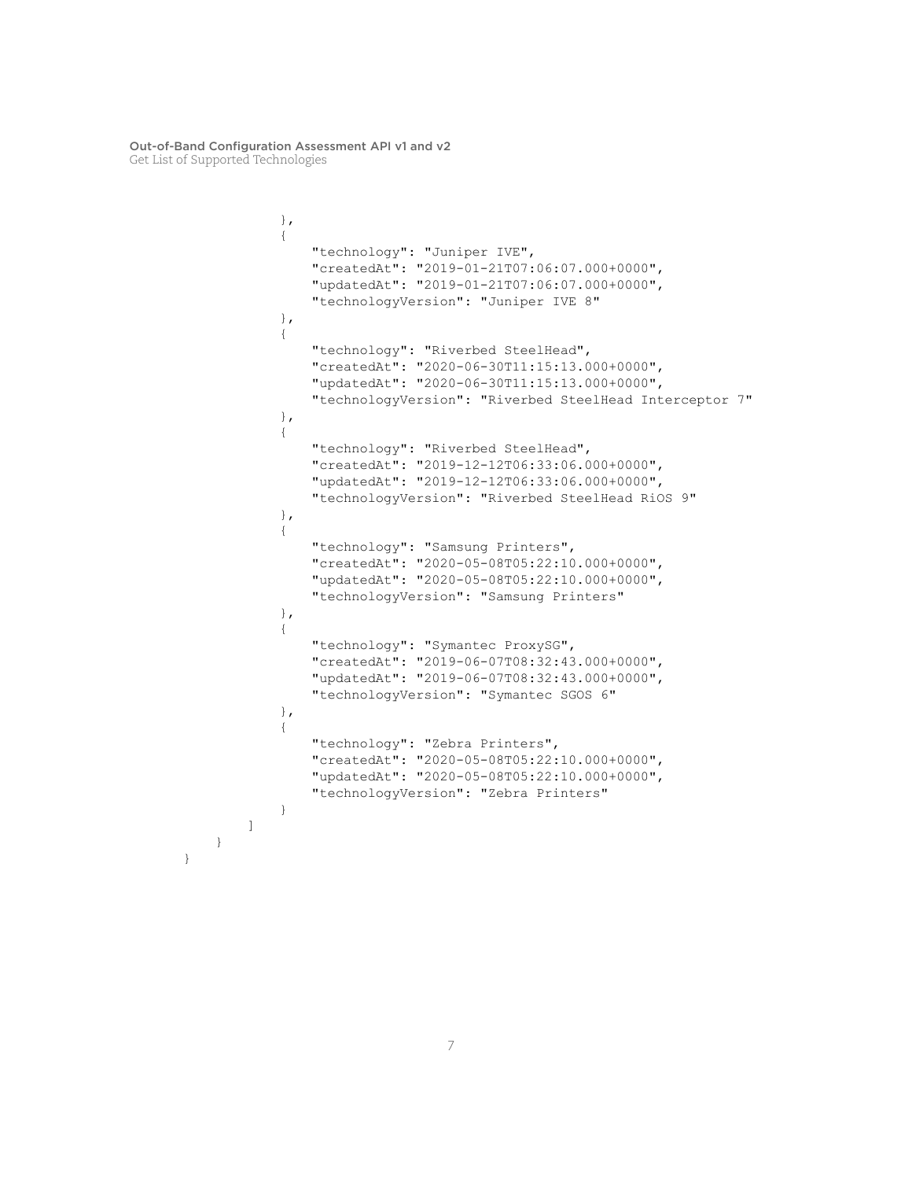```
            },
            {
                "technology": "Juniper IVE",
                "createdAt": "2019-01-21T07:06:07.000+0000",
                "updatedAt": "2019-01-21T07:06:07.000+0000",
                "technologyVersion": "Juniper IVE 8"
            },
            {
                "technology": "Riverbed SteelHead",
                "createdAt": "2020-06-30T11:15:13.000+0000",
                "updatedAt": "2020-06-30T11:15:13.000+0000",
                "technologyVersion": "Riverbed SteelHead Interceptor 7"
            },
            {
                "technology": "Riverbed SteelHead",
                "createdAt": "2019-12-12T06:33:06.000+0000",
                "updatedAt": "2019-12-12T06:33:06.000+0000",
                "technologyVersion": "Riverbed SteelHead RiOS 9"
            },
            {
                "technology": "Samsung Printers",
                "createdAt": "2020-05-08T05:22:10.000+0000",
                "updatedAt": "2020-05-08T05:22:10.000+0000",
                "technologyVersion": "Samsung Printers"
            },
            {
                "technology": "Symantec ProxySG",
                "createdAt": "2019-06-07T08:32:43.000+0000",
                "updatedAt": "2019-06-07T08:32:43.000+0000",
                "technologyVersion": "Symantec SGOS 6"
            },
            {
                "technology": "Zebra Printers",
                "createdAt": "2020-05-08T05:22:10.000+0000",
                "updatedAt": "2020-05-08T05:22:10.000+0000",
                "technologyVersion": "Zebra Printers"
            }
        ]
    }
}
```